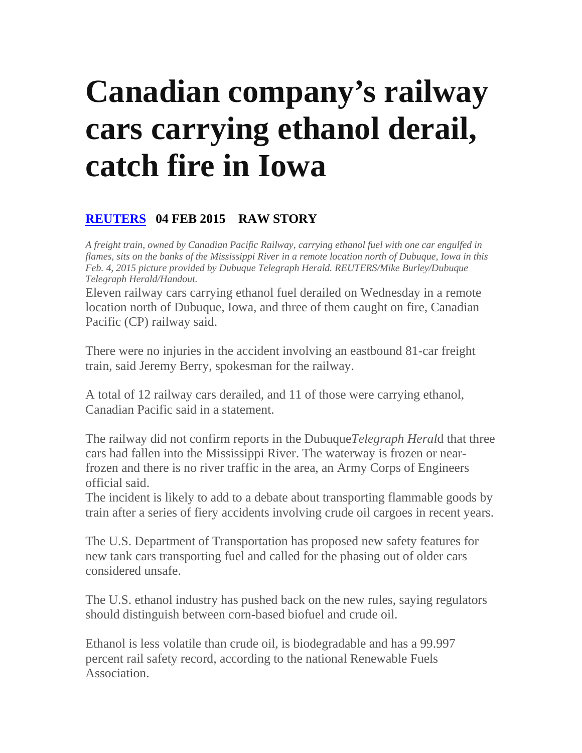# Canadian company's railway cars carrying ethanol derail, catch fire in Iowa

**[REUTERS](#) 04 FEB 2015 RAW STORY**

*A freight train, owned by Canadian Pacific Railway, carrying ethanol fuel with one car engulfed in flames, sits on the banks of the Mississippi River in a remote location north of Dubuque, Iowa in this Feb. 4, 2015 picture provided by Dubuque Telegraph Herald. REUTERS/Mike Burley/Dubuque Telegraph Herald/Handout.*

Eleven railway cars carrying ethanol fuel derailed on Wednesday in a remote location north of Dubuque, Iowa, and three of them caught on fire, Canadian Pacific (CP) railway said.

There were no injuries in the accident involving an eastbound 81-car freight train, said Jeremy Berry, spokesman for the railway.

A total of 12 railway cars derailed, and 11 of those were carrying ethanol, Canadian Pacific said in a statement.

The railway did not confirm reports in the Dubuque *Telegraph Herald* that three cars had fallen into the Mississippi River. The waterway is frozen or near-frozen and there is no river traffic in the area, an Army Corps of Engineers official said.

The incident is likely to add to a debate about transporting flammable goods by train after a series of fiery accidents involving crude oil cargoes in recent years.

The U.S. Department of Transportation has proposed new safety features for new tank cars transporting fuel and called for the phasing out of older cars considered unsafe.

The U.S. ethanol industry has pushed back on the new rules, saying regulators should distinguish between corn-based biofuel and crude oil.

Ethanol is less volatile than crude oil, is biodegradable and has a 99.997 percent rail safety record, according to the national Renewable Fuels Association.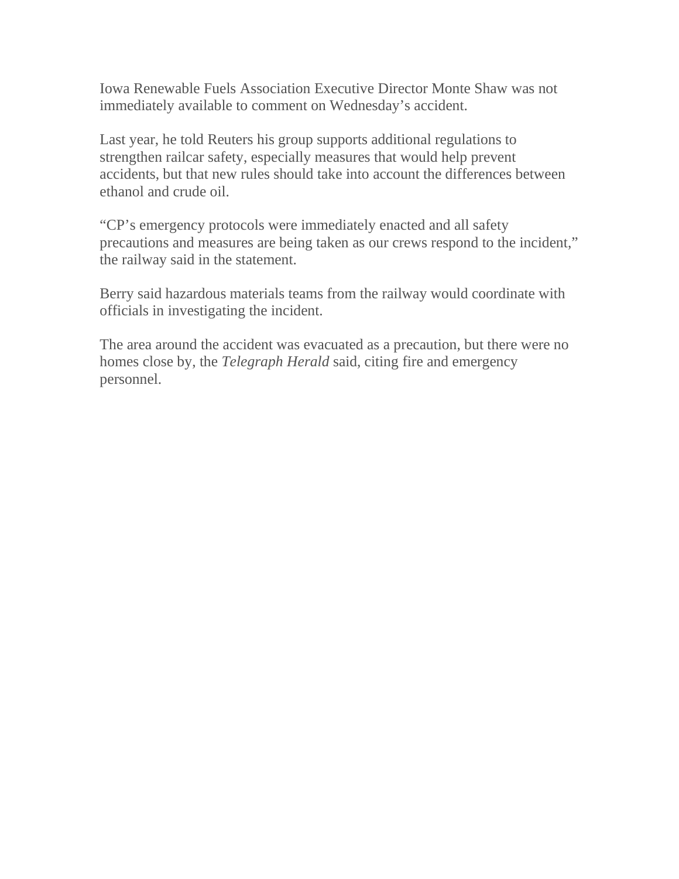Iowa Renewable Fuels Association Executive Director Monte Shaw was not immediately available to comment on Wednesday’s accident.

Last year, he told Reuters his group supports additional regulations to strengthen railcar safety, especially measures that would help prevent accidents, but that new rules should take into account the differences between ethanol and crude oil.

“CP’s emergency protocols were immediately enacted and all safety precautions and measures are being taken as our crews respond to the incident,” the railway said in the statement.

Berry said hazardous materials teams from the railway would coordinate with officials in investigating the incident.

The area around the accident was evacuated as a precaution, but there were no homes close by, the *Telegraph Herald* said, citing fire and emergency personnel.